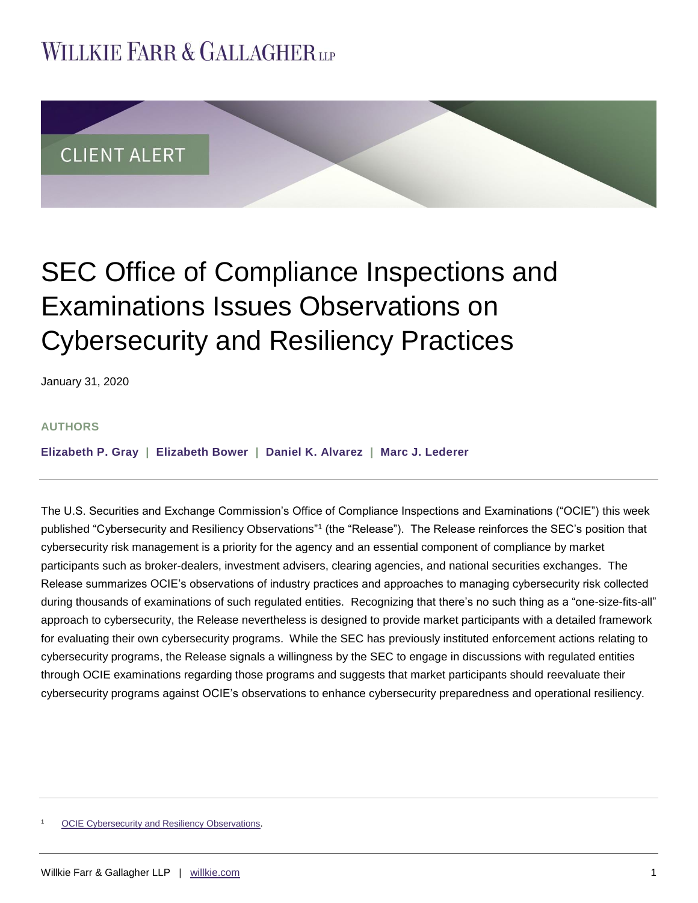# WILLKIE FARR & GALLAGHER LLP

CLIENT ALERT

# SEC Office of Compliance Inspections and Examinations Issues Observations on Cybersecurity and Resiliency Practices

January 31, 2020

**AUTHORS**

**Elizabeth P. Gray | Elizabeth Bower | Daniel K. Alvarez | Marc J. Lederer**

The U.S. Securities and Exchange Commission's Office of Compliance Inspections and Examinations ("OCIE") this week published "Cybersecurity and Resiliency Observations"[1] (the "Release"). The Release reinforces the SEC's position that cybersecurity risk management is a priority for the agency and an essential component of compliance by market participants such as broker-dealers, investment advisers, clearing agencies, and national securities exchanges. The Release summarizes OCIE's observations of industry practices and approaches to managing cybersecurity risk collected during thousands of examinations of such regulated entities. Recognizing that there's no such thing as a "one-size-fits-all" approach to cybersecurity, the Release nevertheless is designed to provide market participants with a detailed framework for evaluating their own cybersecurity programs. While the SEC has previously instituted enforcement actions relating to cybersecurity programs, the Release signals a willingness by the SEC to engage in discussions with regulated entities through OCIE examinations regarding those programs and suggests that market participants should reevaluate their cybersecurity programs against OCIE's observations to enhance cybersecurity preparedness and operational resiliency.

[1] OCIE Cybersecurity and Resiliency Observations.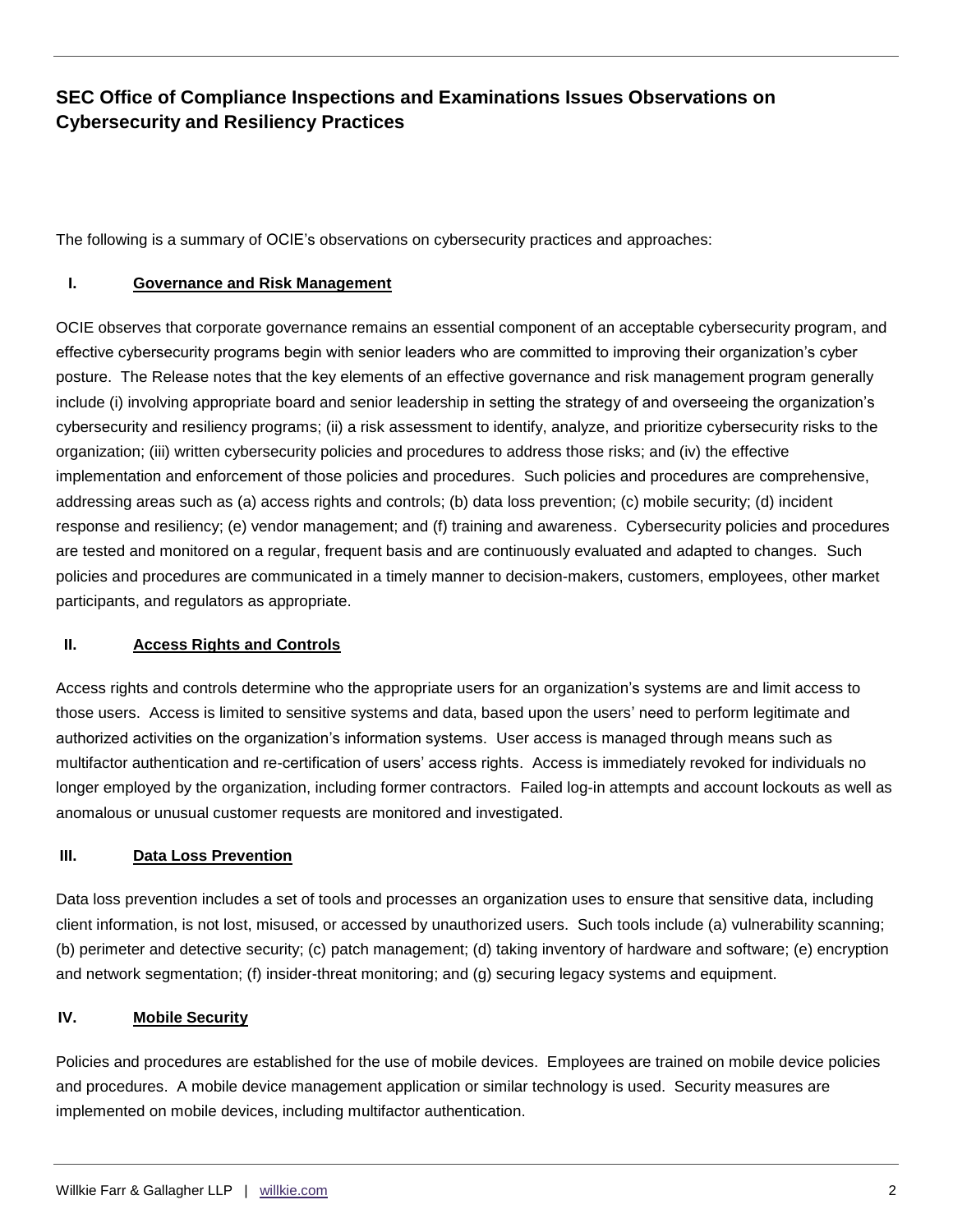## SEC Office of Compliance Inspections and Examinations Issues Observations on Cybersecurity and Resiliency Practices

The following is a summary of OCIE's observations on cybersecurity practices and approaches:

### I. Governance and Risk Management

OCIE observes that corporate governance remains an essential component of an acceptable cybersecurity program, and effective cybersecurity programs begin with senior leaders who are committed to improving their organization's cyber posture. The Release notes that the key elements of an effective governance and risk management program generally include (i) involving appropriate board and senior leadership in setting the strategy of and overseeing the organization's cybersecurity and resiliency programs; (ii) a risk assessment to identify, analyze, and prioritize cybersecurity risks to the organization; (iii) written cybersecurity policies and procedures to address those risks; and (iv) the effective implementation and enforcement of those policies and procedures. Such policies and procedures are comprehensive, addressing areas such as (a) access rights and controls; (b) data loss prevention; (c) mobile security; (d) incident response and resiliency; (e) vendor management; and (f) training and awareness. Cybersecurity policies and procedures are tested and monitored on a regular, frequent basis and are continuously evaluated and adapted to changes. Such policies and procedures are communicated in a timely manner to decision-makers, customers, employees, other market participants, and regulators as appropriate.

### II. Access Rights and Controls

Access rights and controls determine who the appropriate users for an organization's systems are and limit access to those users. Access is limited to sensitive systems and data, based upon the users' need to perform legitimate and authorized activities on the organization's information systems. User access is managed through means such as multifactor authentication and re-certification of users' access rights. Access is immediately revoked for individuals no longer employed by the organization, including former contractors. Failed log-in attempts and account lockouts as well as anomalous or unusual customer requests are monitored and investigated.

### III. Data Loss Prevention

Data loss prevention includes a set of tools and processes an organization uses to ensure that sensitive data, including client information, is not lost, misused, or accessed by unauthorized users. Such tools include (a) vulnerability scanning; (b) perimeter and detective security; (c) patch management; (d) taking inventory of hardware and software; (e) encryption and network segmentation; (f) insider-threat monitoring; and (g) securing legacy systems and equipment.

### IV. Mobile Security

Policies and procedures are established for the use of mobile devices. Employees are trained on mobile device policies and procedures. A mobile device management application or similar technology is used. Security measures are implemented on mobile devices, including multifactor authentication.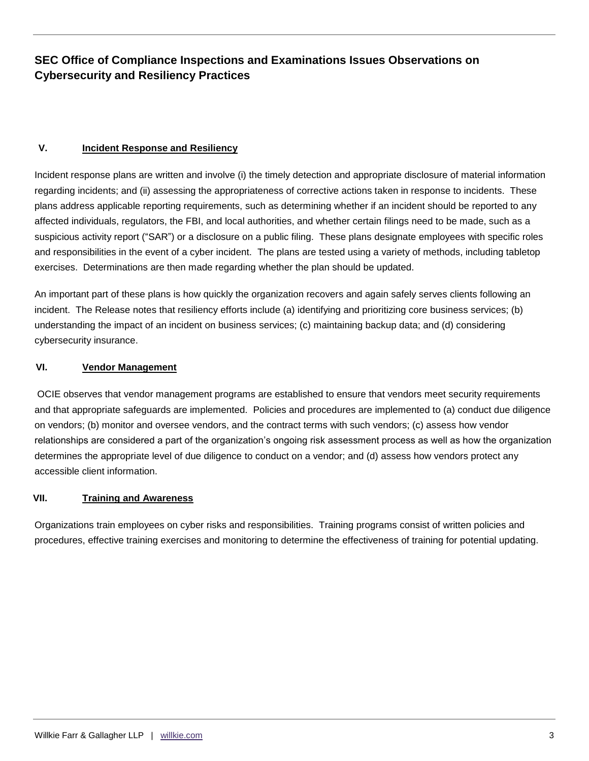## V. Incident Response and Resiliency

Incident response plans are written and involve (i) the timely detection and appropriate disclosure of material information regarding incidents; and (ii) assessing the appropriateness of corrective actions taken in response to incidents. These plans address applicable reporting requirements, such as determining whether if an incident should be reported to any affected individuals, regulators, the FBI, and local authorities, and whether certain filings need to be made, such as a suspicious activity report ("SAR") or a disclosure on a public filing. These plans designate employees with specific roles and responsibilities in the event of a cyber incident. The plans are tested using a variety of methods, including tabletop exercises. Determinations are then made regarding whether the plan should be updated.

An important part of these plans is how quickly the organization recovers and again safely serves clients following an incident. The Release notes that resiliency efforts include (a) identifying and prioritizing core business services; (b) understanding the impact of an incident on business services; (c) maintaining backup data; and (d) considering cybersecurity insurance.

## VI. Vendor Management

OCIE observes that vendor management programs are established to ensure that vendors meet security requirements and that appropriate safeguards are implemented. Policies and procedures are implemented to (a) conduct due diligence on vendors; (b) monitor and oversee vendors, and the contract terms with such vendors; (c) assess how vendor relationships are considered a part of the organization's ongoing risk assessment process as well as how the organization determines the appropriate level of due diligence to conduct on a vendor; and (d) assess how vendors protect any accessible client information.

## VII. Training and Awareness

Organizations train employees on cyber risks and responsibilities. Training programs consist of written policies and procedures, effective training exercises and monitoring to determine the effectiveness of training for potential updating.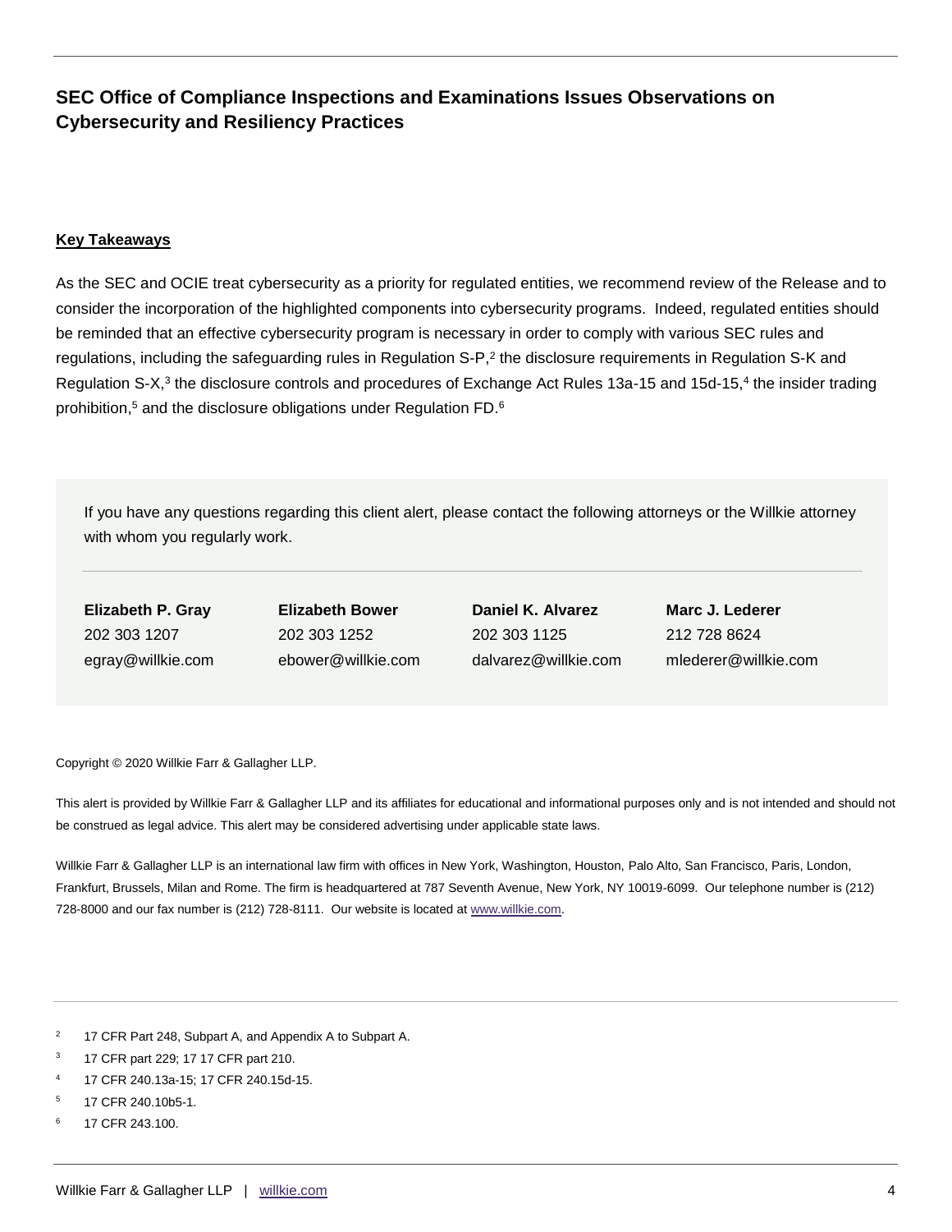## SEC Office of Compliance Inspections and Examinations Issues Observations on Cybersecurity and Resiliency Practices

**Key Takeaways**

As the SEC and OCIE treat cybersecurity as a priority for regulated entities, we recommend review of the Release and to consider the incorporation of the highlighted components into cybersecurity programs. Indeed, regulated entities should be reminded that an effective cybersecurity program is necessary in order to comply with various SEC rules and regulations, including the safeguarding rules in Regulation S-P,[2] the disclosure requirements in Regulation S-K and Regulation S-X,[3] the disclosure controls and procedures of Exchange Act Rules 13a-15 and 15d-15,[4] the insider trading prohibition,[5] and the disclosure obligations under Regulation FD.[6]

If you have any questions regarding this client alert, please contact the following attorneys or the Willkie attorney with whom you regularly work.

| | | | |
|---|---|---|---|
| **Elizabeth P. Gray** | **Elizabeth Bower** | **Daniel K. Alvarez** | **Marc J. Lederer** |
| 202 303 1207 | 202 303 1252 | 202 303 1125 | 212 728 8624 |
| egray@willkie.com | ebower@willkie.com | dalvarez@willkie.com | mlederer@willkie.com |

Copyright © 2020 Willkie Farr & Gallagher LLP.

This alert is provided by Willkie Farr & Gallagher LLP and its affiliates for educational and informational purposes only and is not intended and should not be construed as legal advice. This alert may be considered advertising under applicable state laws.

Willkie Farr & Gallagher LLP is an international law firm with offices in New York, Washington, Houston, Palo Alto, San Francisco, Paris, London, Frankfurt, Brussels, Milan and Rome. The firm is headquartered at 787 Seventh Avenue, New York, NY 10019-6099. Our telephone number is (212) 728-8000 and our fax number is (212) 728-8111. Our website is located at [www.willkie.com](http://www.willkie.com).

---

[2] 17 CFR Part 248, Subpart A, and Appendix A to Subpart A.

[3] 17 CFR part 229; 17 17 CFR part 210.

[4] 17 CFR 240.13a-15; 17 CFR 240.15d-15.

[5] 17 CFR 240.10b5-1.

[6] 17 CFR 243.100.